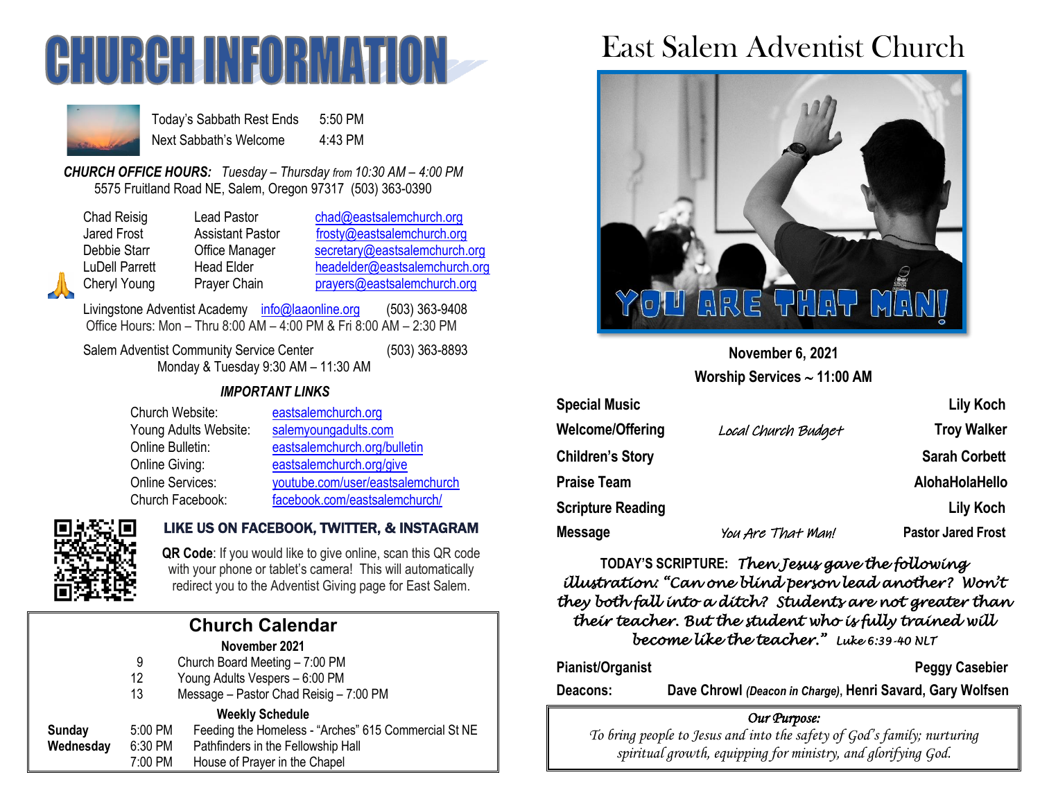# CHURCH INFORMATION

| | |
|---|---|
| Today's Sabbath Rest Ends | 5:50 PM |
| Next Sabbath's Welcome | 4:43 PM |

***CHURCH OFFICE HOURS:*** *Tuesday – Thursday from 10:30 AM – 4:00 PM*
5575 Fruitland Road NE, Salem, Oregon 97317 (503) 363-0390

| | | |
|---|---|---|
| Chad Reisig | Lead Pastor | chad@eastsalemchurch.org |
| Jared Frost | Assistant Pastor | frosty@eastsalemchurch.org |
| Debbie Starr | Office Manager | secretary@eastsalemchurch.org |
| LuDell Parrett | Head Elder | headelder@eastsalemchurch.org |
| Cheryl Young | Prayer Chain | prayers@eastsalemchurch.org |

Livingstone Adventist Academy info@laaonline.org (503) 363-9408
Office Hours: Mon – Thru 8:00 AM – 4:00 PM & Fri 8:00 AM – 2:30 PM

Salem Adventist Community Service Center (503) 363-8893
Monday & Tuesday 9:30 AM – 11:30 AM

### *IMPORTANT LINKS*

| | |
|---|---|
| Church Website: | eastsalemchurch.org |
| Young Adults Website: | salemyoungadults.com |
| Online Bulletin: | eastsalemchurch.org/bulletin |
| Online Giving: | eastsalemchurch.org/give |
| Online Services: | youtube.com/user/eastsalemchurch |
| Church Facebook: | facebook.com/eastsalemchurch/ |

**LIKE US ON FACEBOOK, TWITTER, & INSTAGRAM**

**QR Code**: If you would like to give online, scan this QR code with your phone or tablet's camera! This will automatically redirect you to the Adventist Giving page for East Salem.

## Church Calendar

**November 2021**

| | | |
|---|---|---|
| | 9 | Church Board Meeting – 7:00 PM |
| | 12 | Young Adults Vespers – 6:00 PM |
| | 13 | Message – Pastor Chad Reisig – 7:00 PM |

**Weekly Schedule**

| | | |
|---|---|---|
| **Sunday** | 5:00 PM | Feeding the Homeless - "Arches" 615 Commercial St NE |
| **Wednesday** | 6:30 PM | Pathfinders in the Fellowship Hall |
| | 7:00 PM | House of Prayer in the Chapel |

# East Salem Adventist Church

YOU ARE THAT MAN!

**November 6, 2021**
**Worship Services ~ 11:00 AM**

| | | |
|---|---|---|
| **Special Music** | | **Lily Koch** |
| **Welcome/Offering** | *Local Church Budget* | **Troy Walker** |
| **Children's Story** | | **Sarah Corbett** |
| **Praise Team** | | **AlohaHolaHello** |
| **Scripture Reading** | | **Lily Koch** |
| **Message** | *You Are That Man!* | **Pastor Jared Frost** |

**TODAY'S SCRIPTURE:** *Then Jesus gave the following illustration: "Can one blind person lead another? Won't they both fall into a ditch? Students are not greater than their teacher. But the student who is fully trained will become like the teacher."* *Luke 6:39-40 NLT*

**Pianist/Organist** **Peggy Casebier**

**Deacons:** **Dave Chrowl** *(Deacon in Charge)*, **Henri Savard, Gary Wolfsen**

*Our Purpose:*
*To bring people to Jesus and into the safety of God's family; nurturing spiritual growth, equipping for ministry, and glorifying God.*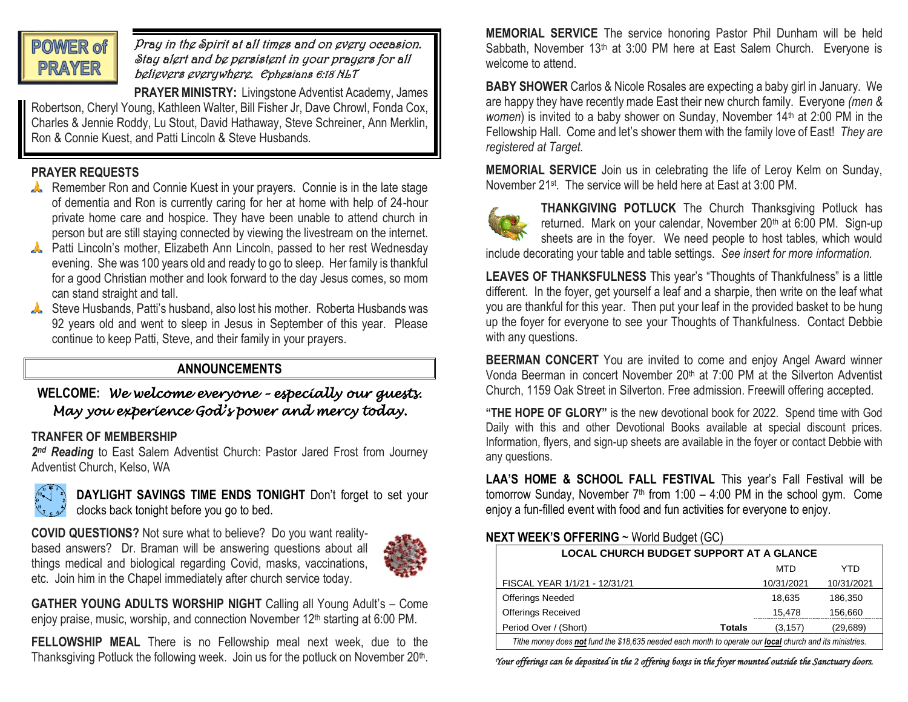**POWER of PRAYER**

*Pray in the Spirit at all times and on every occasion. Stay alert and be persistent in your prayers for all believers everywhere. Ephesians 6:18 NLT*

**PRAYER MINISTRY:** Livingstone Adventist Academy, James Robertson, Cheryl Young, Kathleen Walter, Bill Fisher Jr, Dave Chrowl, Fonda Cox, Charles & Jennie Roddy, Lu Stout, David Hathaway, Steve Schreiner, Ann Merklin, Ron & Connie Kuest, and Patti Lincoln & Steve Husbands.

## PRAYER REQUESTS

- Remember Ron and Connie Kuest in your prayers. Connie is in the late stage of dementia and Ron is currently caring for her at home with help of 24-hour private home care and hospice. They have been unable to attend church in person but are still staying connected by viewing the livestream on the internet.
- Patti Lincoln's mother, Elizabeth Ann Lincoln, passed to her rest Wednesday evening. She was 100 years old and ready to go to sleep. Her family is thankful for a good Christian mother and look forward to the day Jesus comes, so mom can stand straight and tall.
- Steve Husbands, Patti's husband, also lost his mother. Roberta Husbands was 92 years old and went to sleep in Jesus in September of this year. Please continue to keep Patti, Steve, and their family in your prayers.

## ANNOUNCEMENTS

**WELCOME:** *We welcome everyone – especially our guests. May you experience God's power and mercy today.*

**TRANFER OF MEMBERSHIP**

***2nd Reading*** to East Salem Adventist Church: Pastor Jared Frost from Journey Adventist Church, Kelso, WA

**DAYLIGHT SAVINGS TIME ENDS TONIGHT** Don't forget to set your clocks back tonight before you go to bed.

**COVID QUESTIONS?** Not sure what to believe? Do you want reality-based answers? Dr. Braman will be answering questions about all things medical and biological regarding Covid, masks, vaccinations, etc. Join him in the Chapel immediately after church service today.

**GATHER YOUNG ADULTS WORSHIP NIGHT** Calling all Young Adult's – Come enjoy praise, music, worship, and connection November 12th starting at 6:00 PM.

**FELLOWSHIP MEAL** There is no Fellowship meal next week, due to the Thanksgiving Potluck the following week. Join us for the potluck on November 20th.

**MEMORIAL SERVICE** The service honoring Pastor Phil Dunham will be held Sabbath, November 13th at 3:00 PM here at East Salem Church. Everyone is welcome to attend.

**BABY SHOWER** Carlos & Nicole Rosales are expecting a baby girl in January. We are happy they have recently made East their new church family. Everyone *(men & women)* is invited to a baby shower on Sunday, November 14th at 2:00 PM in the Fellowship Hall. Come and let's shower them with the family love of East! *They are registered at Target.*

**MEMORIAL SERVICE** Join us in celebrating the life of Leroy Kelm on Sunday, November 21st. The service will be held here at East at 3:00 PM.

**THANKGIVING POTLUCK** The Church Thanksgiving Potluck has returned. Mark on your calendar, November 20th at 6:00 PM. Sign-up sheets are in the foyer. We need people to host tables, which would include decorating your table and table settings. *See insert for more information.*

**LEAVES OF THANKSFULNESS** This year's "Thoughts of Thankfulness" is a little different. In the foyer, get yourself a leaf and a sharpie, then write on the leaf what you are thankful for this year. Then put your leaf in the provided basket to be hung up the foyer for everyone to see your Thoughts of Thankfulness. Contact Debbie with any questions.

**BEERMAN CONCERT** You are invited to come and enjoy Angel Award winner Vonda Beerman in concert November 20th at 7:00 PM at the Silverton Adventist Church, 1159 Oak Street in Silverton. Free admission. Freewill offering accepted.

**"THE HOPE OF GLORY"** is the new devotional book for 2022. Spend time with God Daily with this and other Devotional Books available at special discount prices. Information, flyers, and sign-up sheets are available in the foyer or contact Debbie with any questions.

**LAA'S HOME & SCHOOL FALL FESTIVAL** This year's Fall Festival will be tomorrow Sunday, November 7th from 1:00 – 4:00 PM in the school gym. Come enjoy a fun-filled event with food and fun activities for everyone to enjoy.

**NEXT WEEK'S OFFERING** ~ World Budget (GC)

| LOCAL CHURCH BUDGET SUPPORT AT A GLANCE | | | |
|---|---|---|---|
| | | MTD | YTD |
| FISCAL YEAR 1/1/21 - 12/31/21 | | 10/31/2021 | 10/31/2021 |
| Offerings Needed | | 18,635 | 186,350 |
| Offerings Received | | 15,478 | 156,660 |
| Period Over / (Short) | **Totals** | (3,157) | (29,689) |

*Tithe money does **not** fund the $18,635 needed each month to operate our **local** church and its ministries.*

*Your offerings can be deposited in the 2 offering boxes in the foyer mounted outside the Sanctuary doors.*